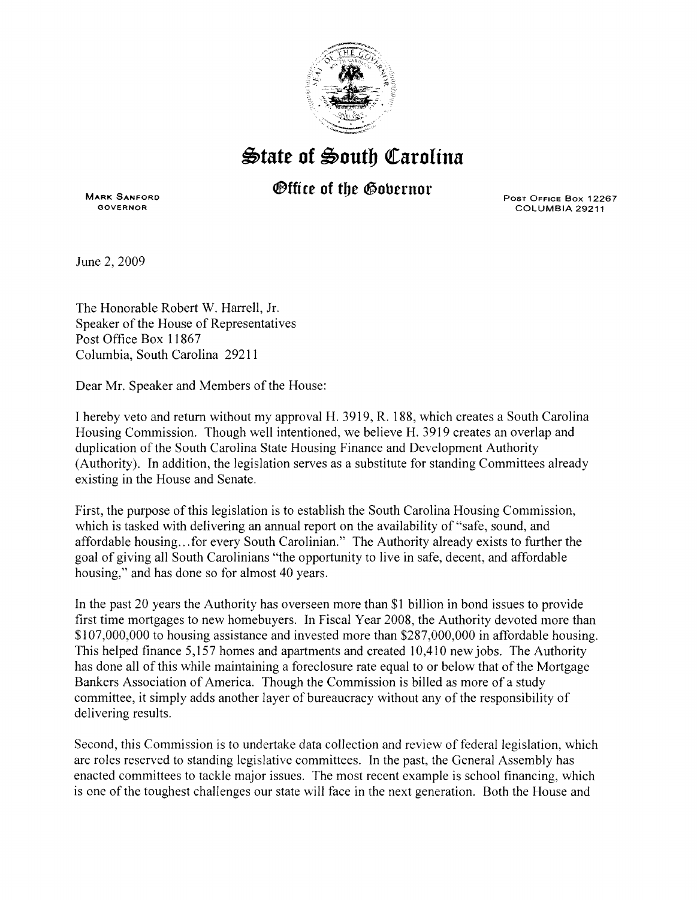# State of South Carolina

## Office of the Governor

MARK SANFORD
GOVERNOR

POST OFFICE BOX 12267
COLUMBIA 29211

June 2, 2009

The Honorable Robert W. Harrell, Jr.
Speaker of the House of Representatives
Post Office Box 11867
Columbia, South Carolina 29211

Dear Mr. Speaker and Members of the House:

I hereby veto and return without my approval H. 3919, R. 188, which creates a South Carolina Housing Commission. Though well intentioned, we believe H. 3919 creates an overlap and duplication of the South Carolina State Housing Finance and Development Authority (Authority). In addition, the legislation serves as a substitute for standing Committees already existing in the House and Senate.

First, the purpose of this legislation is to establish the South Carolina Housing Commission, which is tasked with delivering an annual report on the availability of "safe, sound, and affordable housing…for every South Carolinian." The Authority already exists to further the goal of giving all South Carolinians "the opportunity to live in safe, decent, and affordable housing," and has done so for almost 40 years.

In the past 20 years the Authority has overseen more than $1 billion in bond issues to provide first time mortgages to new homebuyers. In Fiscal Year 2008, the Authority devoted more than $107,000,000 to housing assistance and invested more than $287,000,000 in affordable housing. This helped finance 5,157 homes and apartments and created 10,410 new jobs. The Authority has done all of this while maintaining a foreclosure rate equal to or below that of the Mortgage Bankers Association of America. Though the Commission is billed as more of a study committee, it simply adds another layer of bureaucracy without any of the responsibility of delivering results.

Second, this Commission is to undertake data collection and review of federal legislation, which are roles reserved to standing legislative committees. In the past, the General Assembly has enacted committees to tackle major issues. The most recent example is school financing, which is one of the toughest challenges our state will face in the next generation. Both the House and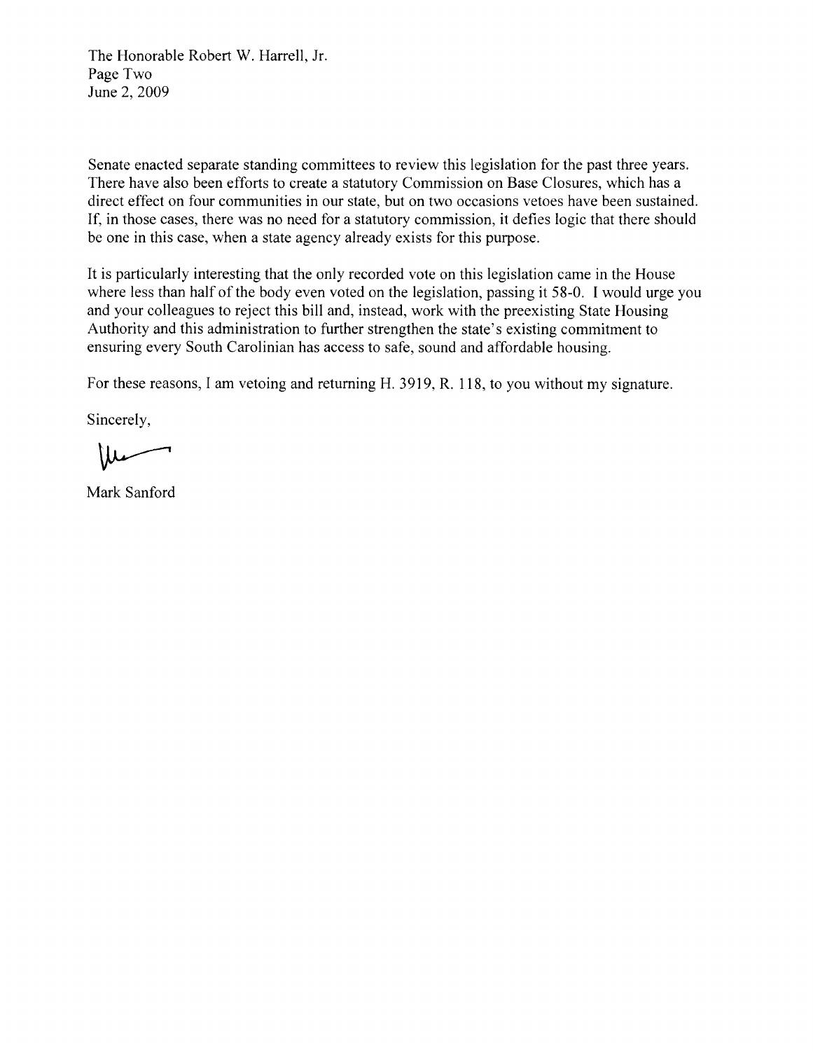The Honorable Robert W. Harrell, Jr.
Page Two
June 2, 2009

Senate enacted separate standing committees to review this legislation for the past three years. There have also been efforts to create a statutory Commission on Base Closures, which has a direct effect on four communities in our state, but on two occasions vetoes have been sustained. If, in those cases, there was no need for a statutory commission, it defies logic that there should be one in this case, when a state agency already exists for this purpose.

It is particularly interesting that the only recorded vote on this legislation came in the House where less than half of the body even voted on the legislation, passing it 58-0. I would urge you and your colleagues to reject this bill and, instead, work with the preexisting State Housing Authority and this administration to further strengthen the state's existing commitment to ensuring every South Carolinian has access to safe, sound and affordable housing.

For these reasons, I am vetoing and returning H. 3919, R. 118, to you without my signature.

Sincerely,

Mark Sanford